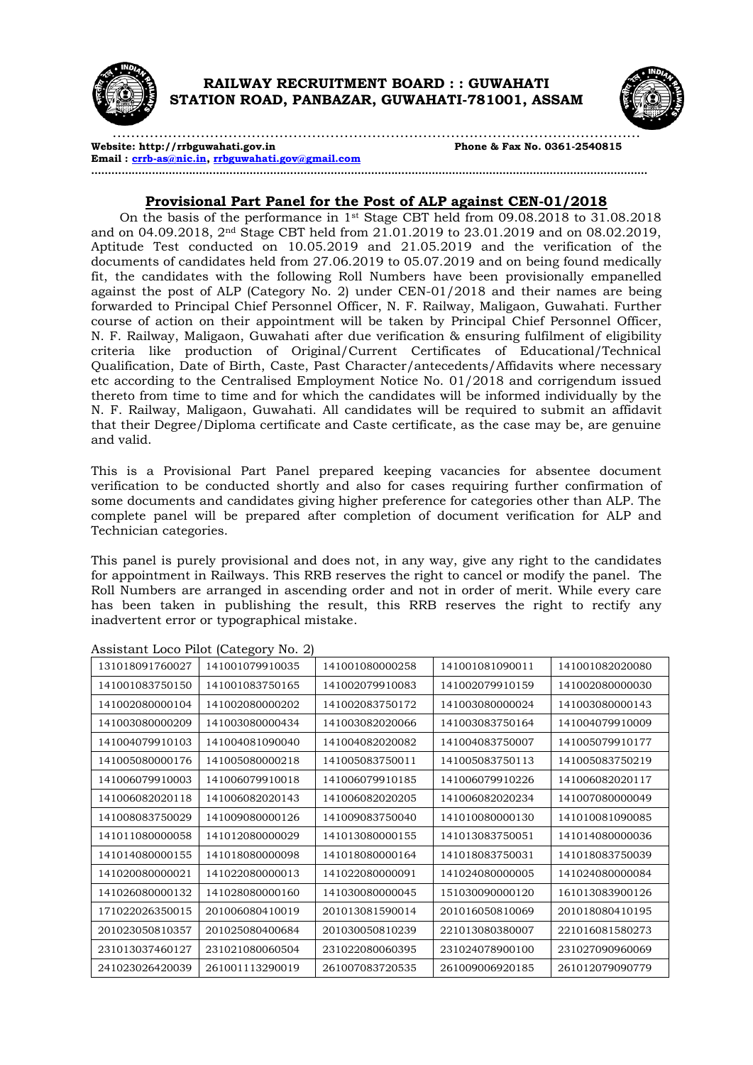# RAILWAY RECRUITMENT BOARD : : GUWAHATI
## STATION ROAD, PANBAZAR, GUWAHATI-781001, ASSAM

**Website: http://rrbguwahati.gov.in** **Phone & Fax No. 0361-2540815**
**Email : crrb-as@nic.in, rrbguwahati.gov@gmail.com**

## Provisional Part Panel for the Post of ALP against CEN-01/2018

On the basis of the performance in 1st Stage CBT held from 09.08.2018 to 31.08.2018 and on 04.09.2018, 2nd Stage CBT held from 21.01.2019 to 23.01.2019 and on 08.02.2019, Aptitude Test conducted on 10.05.2019 and 21.05.2019 and the verification of the documents of candidates held from 27.06.2019 to 05.07.2019 and on being found medically fit, the candidates with the following Roll Numbers have been provisionally empanelled against the post of ALP (Category No. 2) under CEN-01/2018 and their names are being forwarded to Principal Chief Personnel Officer, N. F. Railway, Maligaon, Guwahati. Further course of action on their appointment will be taken by Principal Chief Personnel Officer, N. F. Railway, Maligaon, Guwahati after due verification & ensuring fulfilment of eligibility criteria like production of Original/Current Certificates of Educational/Technical Qualification, Date of Birth, Caste, Past Character/antecedents/Affidavits where necessary etc according to the Centralised Employment Notice No. 01/2018 and corrigendum issued thereto from time to time and for which the candidates will be informed individually by the N. F. Railway, Maligaon, Guwahati. All candidates will be required to submit an affidavit that their Degree/Diploma certificate and Caste certificate, as the case may be, are genuine and valid.

This is a Provisional Part Panel prepared keeping vacancies for absentee document verification to be conducted shortly and also for cases requiring further confirmation of some documents and candidates giving higher preference for categories other than ALP. The complete panel will be prepared after completion of document verification for ALP and Technician categories.

This panel is purely provisional and does not, in any way, give any right to the candidates for appointment in Railways. This RRB reserves the right to cancel or modify the panel. The Roll Numbers are arranged in ascending order and not in order of merit. While every care has been taken in publishing the result, this RRB reserves the right to rectify any inadvertent error or typographical mistake.

Assistant Loco Pilot (Category No. 2)

| | | | | |
|---|---|---|---|---|
| 131018091760027 | 141001079910035 | 141001080000258 | 141001081090011 | 141001082020080 |
| 141001083750150 | 141001083750165 | 141002079910083 | 141002079910159 | 141002080000030 |
| 141002080000104 | 141002080000202 | 141002083750172 | 141003080000024 | 141003080000143 |
| 141003080000209 | 141003080000434 | 141003082020066 | 141003083750164 | 141004079910009 |
| 141004079910103 | 141004081090040 | 141004082020082 | 141004083750007 | 141005079910177 |
| 141005080000176 | 141005080000218 | 141005083750011 | 141005083750113 | 141005083750219 |
| 141006079910003 | 141006079910018 | 141006079910185 | 141006079910226 | 141006082020117 |
| 141006082020118 | 141006082020143 | 141006082020205 | 141006082020234 | 141007080000049 |
| 141008083750029 | 141009080000126 | 141009083750040 | 141010080000130 | 141010081090085 |
| 141011080000058 | 141012080000029 | 141013080000155 | 141013083750051 | 141014080000036 |
| 141014080000155 | 141018080000098 | 141018080000164 | 141018083750031 | 141018083750039 |
| 141020080000021 | 141022080000013 | 141022080000091 | 141024080000005 | 141024080000084 |
| 141026080000132 | 141028080000160 | 141030080000045 | 151030090000120 | 161013083900126 |
| 171022026350015 | 201006080410019 | 201013081590014 | 201016050810069 | 201018080410195 |
| 201023050810357 | 201025080400684 | 201030050810239 | 221013080380007 | 221016081580273 |
| 231013037460127 | 231021080060504 | 231022080060395 | 231024078900100 | 231027090960069 |
| 241023026420039 | 261001113290019 | 261007083720535 | 261009006920185 | 261012079090779 |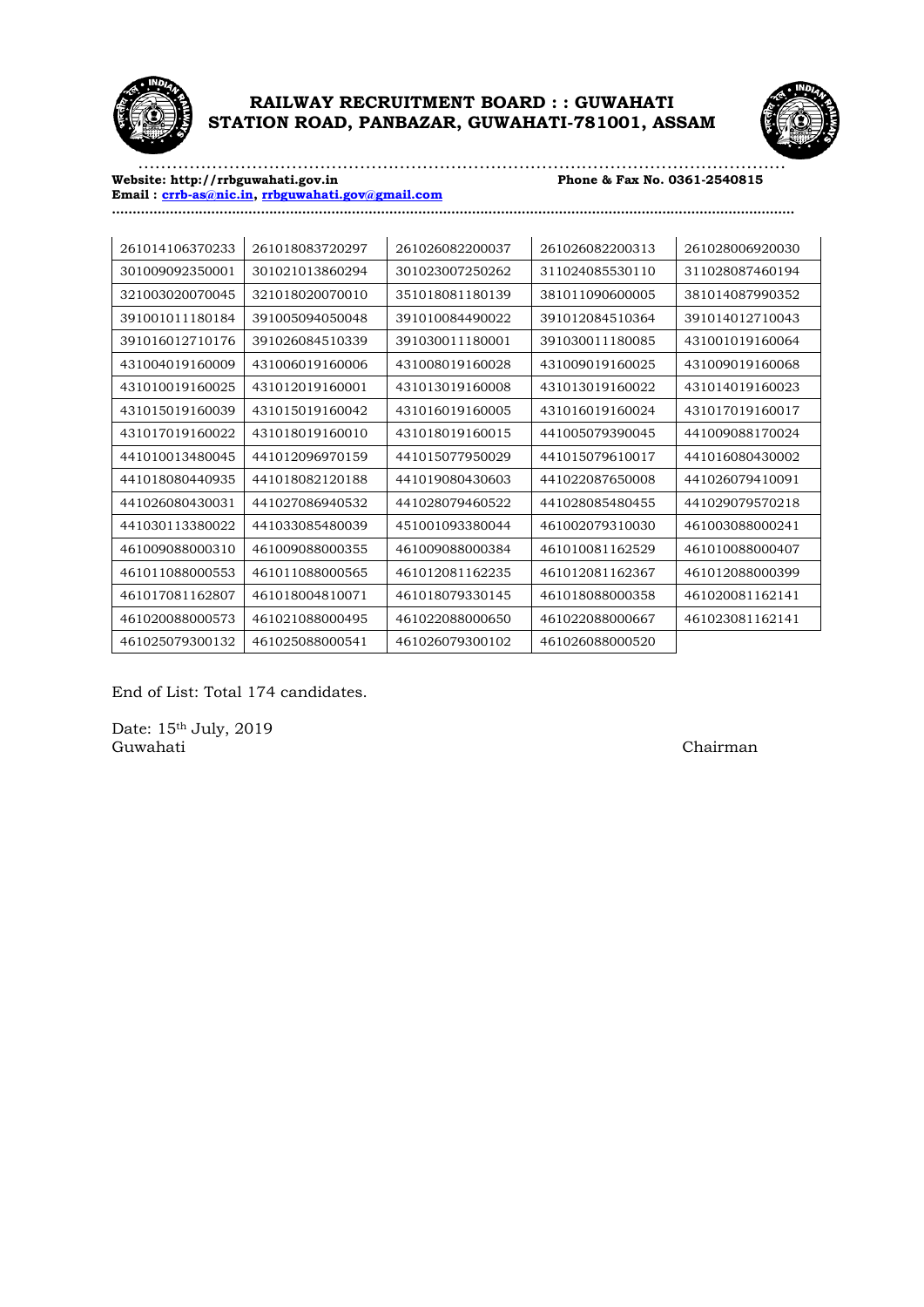# RAILWAY RECRUITMENT BOARD : : GUWAHATI
## STATION ROAD, PANBAZAR, GUWAHATI-781001, ASSAM

**Website: http://rrbguwahati.gov.in** **Phone & Fax No. 0361-2540815**
**Email : crrb-as@nic.in, rrbguwahati.gov@gmail.com**

| | | | | |
|---|---|---|---|---|
| 261014106370233 | 261018083720297 | 261026082200037 | 261026082200313 | 261028006920030 |
| 301009092350001 | 301021013860294 | 301023007250262 | 311024085530110 | 311028087460194 |
| 321003020070045 | 321018020070010 | 351018081180139 | 381011090600005 | 381014087990352 |
| 391001011180184 | 391005094050048 | 391010084490022 | 391012084510364 | 391014012710043 |
| 391016012710176 | 391026084510339 | 391030011180001 | 391030011180085 | 431001019160064 |
| 431004019160009 | 431006019160006 | 431008019160028 | 431009019160025 | 431009019160068 |
| 431010019160025 | 431012019160001 | 431013019160008 | 431013019160022 | 431014019160023 |
| 431015019160039 | 431015019160042 | 431016019160005 | 431016019160024 | 431017019160017 |
| 431017019160022 | 431018019160010 | 431018019160015 | 441005079390045 | 441009088170024 |
| 441010013480045 | 441012096970159 | 441015077950029 | 441015079610017 | 441016080430002 |
| 441018080440935 | 441018082120188 | 441019080430603 | 441022087650008 | 441026079410091 |
| 441026080430031 | 441027086940532 | 441028079460522 | 441028085480455 | 441029079570218 |
| 441030113380022 | 441033085480039 | 451001093380044 | 461002079310030 | 461003088000241 |
| 461009088000310 | 461009088000355 | 461009088000384 | 461010081162529 | 461010088000407 |
| 461011088000553 | 461011088000565 | 461012081162235 | 461012081162367 | 461012088000399 |
| 461017081162807 | 461018004810071 | 461018079330145 | 461018088000358 | 461020081162141 |
| 461020088000573 | 461021088000495 | 461022088000650 | 461022088000667 | 461023081162141 |
| 461025079300132 | 461025088000541 | 461026079300102 | 461026088000520 | |

End of List: Total 174 candidates.

Date: 15th July, 2019
Guwahati

Chairman